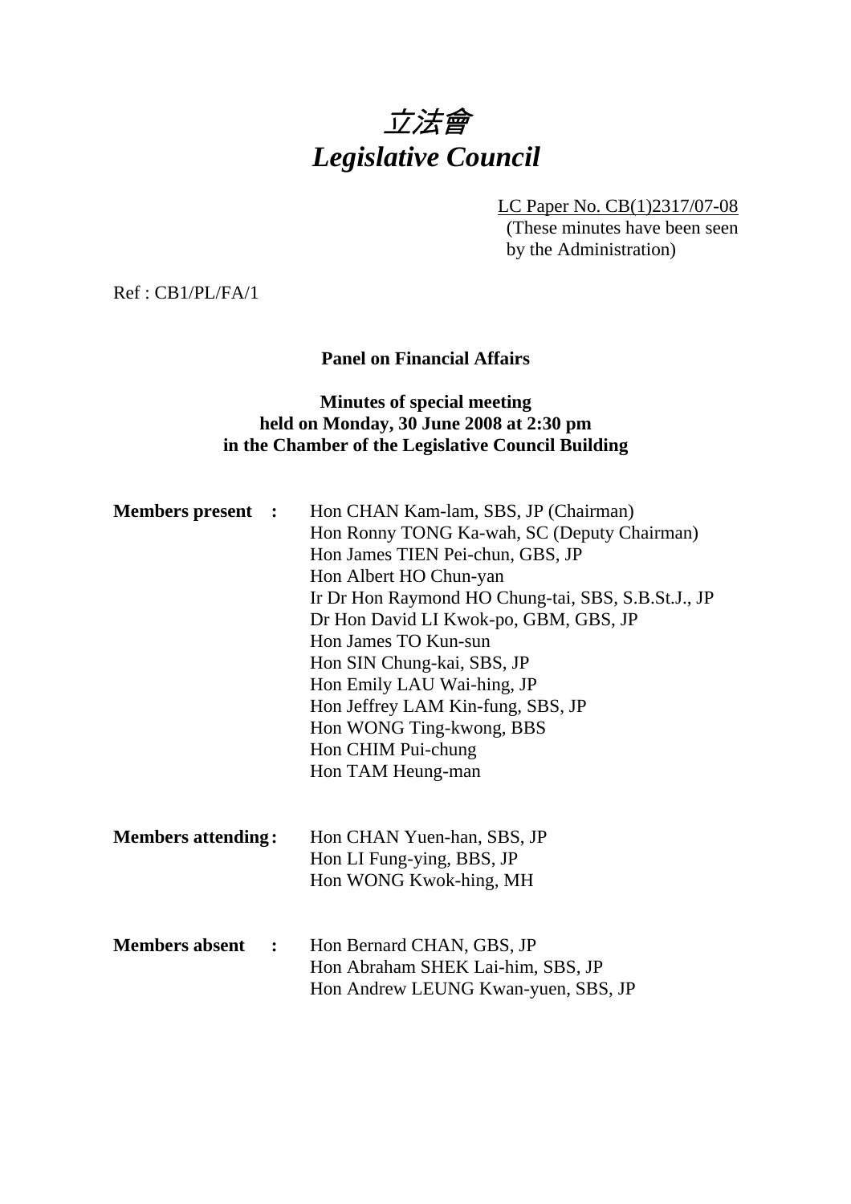# 立法會
# *Legislative Council*

LC Paper No. CB(1)2317/07-08
(These minutes have been seen by the Administration)

Ref : CB1/PL/FA/1

**Panel on Financial Affairs**

**Minutes of special meeting held on Monday, 30 June 2008 at 2:30 pm in the Chamber of the Legislative Council Building**

**Members present :**
Hon CHAN Kam-lam, SBS, JP (Chairman)
Hon Ronny TONG Ka-wah, SC (Deputy Chairman)
Hon James TIEN Pei-chun, GBS, JP
Hon Albert HO Chun-yan
Ir Dr Hon Raymond HO Chung-tai, SBS, S.B.St.J., JP
Dr Hon David LI Kwok-po, GBM, GBS, JP
Hon James TO Kun-sun
Hon SIN Chung-kai, SBS, JP
Hon Emily LAU Wai-hing, JP
Hon Jeffrey LAM Kin-fung, SBS, JP
Hon WONG Ting-kwong, BBS
Hon CHIM Pui-chung
Hon TAM Heung-man

**Members attending :**
Hon CHAN Yuen-han, SBS, JP
Hon LI Fung-ying, BBS, JP
Hon WONG Kwok-hing, MH

**Members absent :**
Hon Bernard CHAN, GBS, JP
Hon Abraham SHEK Lai-him, SBS, JP
Hon Andrew LEUNG Kwan-yuen, SBS, JP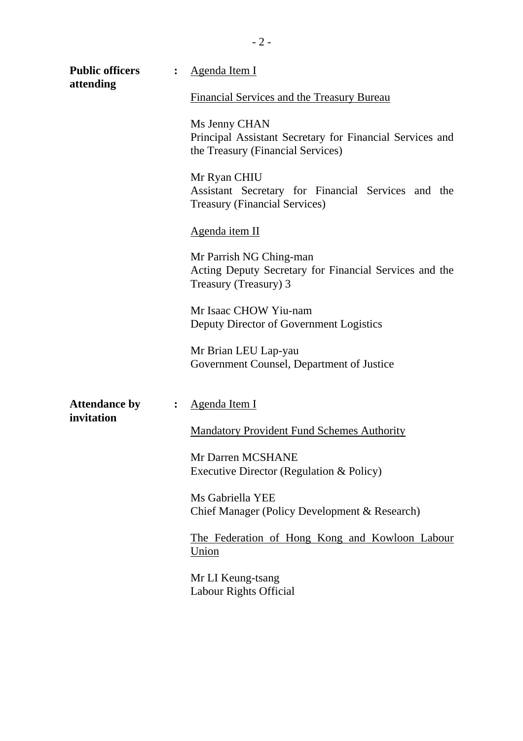**Public officers attending** : <u>Agenda Item I</u>

<u>Financial Services and the Treasury Bureau</u>

Ms Jenny CHAN
Principal Assistant Secretary for Financial Services and the Treasury (Financial Services)

Mr Ryan CHIU
Assistant Secretary for Financial Services and the Treasury (Financial Services)

<u>Agenda item II</u>

Mr Parrish NG Ching-man
Acting Deputy Secretary for Financial Services and the Treasury (Treasury) 3

Mr Isaac CHOW Yiu-nam
Deputy Director of Government Logistics

Mr Brian LEU Lap-yau
Government Counsel, Department of Justice

**Attendance by invitation** : <u>Agenda Item I</u>

<u>Mandatory Provident Fund Schemes Authority</u>

Mr Darren MCSHANE
Executive Director (Regulation & Policy)

Ms Gabriella YEE
Chief Manager (Policy Development & Research)

<u>The Federation of Hong Kong and Kowloon Labour Union</u>

Mr LI Keung-tsang
Labour Rights Official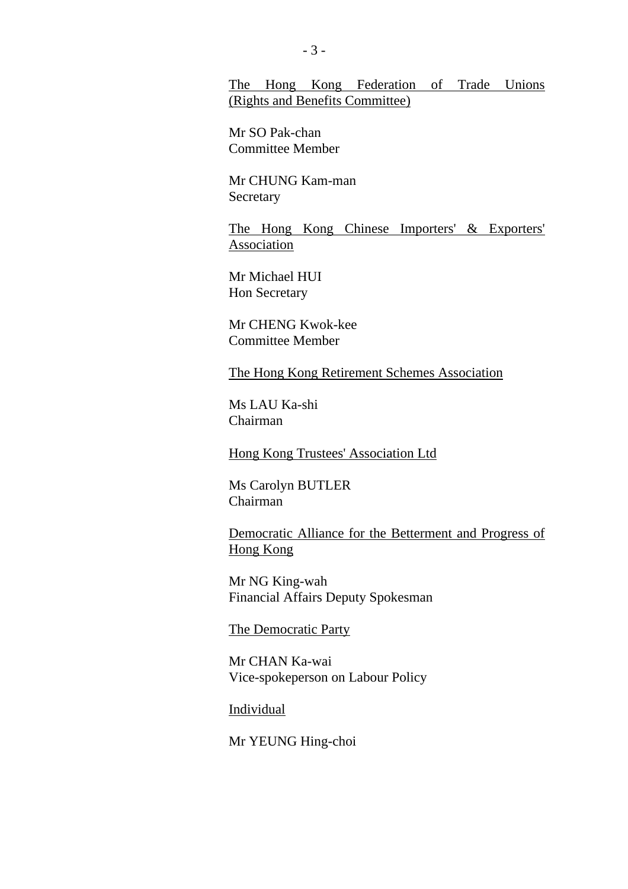<u>The Hong Kong Federation of Trade Unions (Rights and Benefits Committee)</u>

Mr SO Pak-chan
Committee Member

Mr CHUNG Kam-man
Secretary

<u>The Hong Kong Chinese Importers' & Exporters' Association</u>

Mr Michael HUI
Hon Secretary

Mr CHENG Kwok-kee
Committee Member

<u>The Hong Kong Retirement Schemes Association</u>

Ms LAU Ka-shi
Chairman

<u>Hong Kong Trustees' Association Ltd</u>

Ms Carolyn BUTLER
Chairman

<u>Democratic Alliance for the Betterment and Progress of Hong Kong</u>

Mr NG King-wah
Financial Affairs Deputy Spokesman

<u>The Democratic Party</u>

Mr CHAN Ka-wai
Vice-spokeperson on Labour Policy

<u>Individual</u>

Mr YEUNG Hing-choi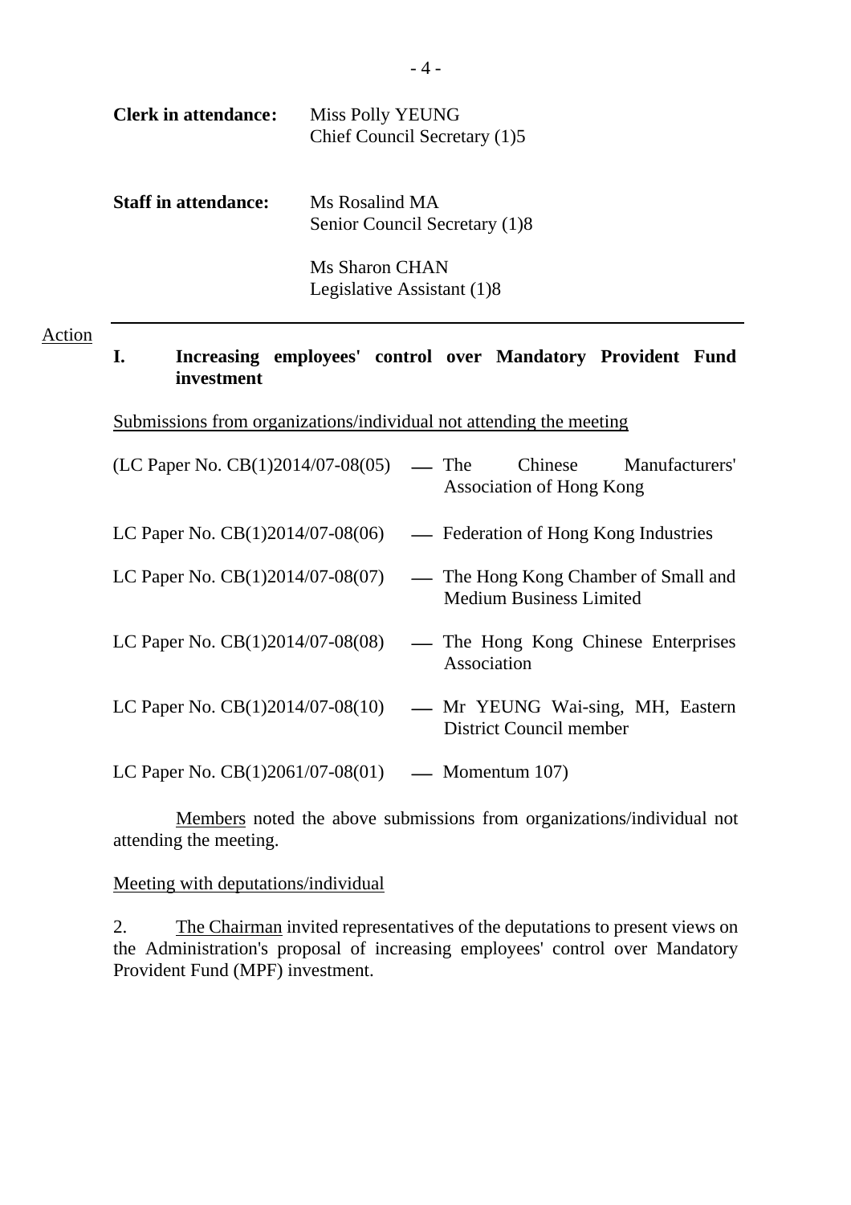**Clerk in attendance:** Miss Polly YEUNG
Chief Council Secretary (1)5

**Staff in attendance:** Ms Rosalind MA
Senior Council Secretary (1)8

Ms Sharon CHAN
Legislative Assistant (1)8

Action

## I. Increasing employees' control over Mandatory Provident Fund investment

Submissions from organizations/individual not attending the meeting

(LC Paper No. CB(1)2014/07-08(05) — The Chinese Manufacturers' Association of Hong Kong

LC Paper No. CB(1)2014/07-08(06) — Federation of Hong Kong Industries

LC Paper No. CB(1)2014/07-08(07) — The Hong Kong Chamber of Small and Medium Business Limited

LC Paper No. CB(1)2014/07-08(08) — The Hong Kong Chinese Enterprises Association

LC Paper No. CB(1)2014/07-08(10) — Mr YEUNG Wai-sing, MH, Eastern District Council member

LC Paper No. CB(1)2061/07-08(01) — Momentum 107)

Members noted the above submissions from organizations/individual not attending the meeting.

Meeting with deputations/individual

2. The Chairman invited representatives of the deputations to present views on the Administration's proposal of increasing employees' control over Mandatory Provident Fund (MPF) investment.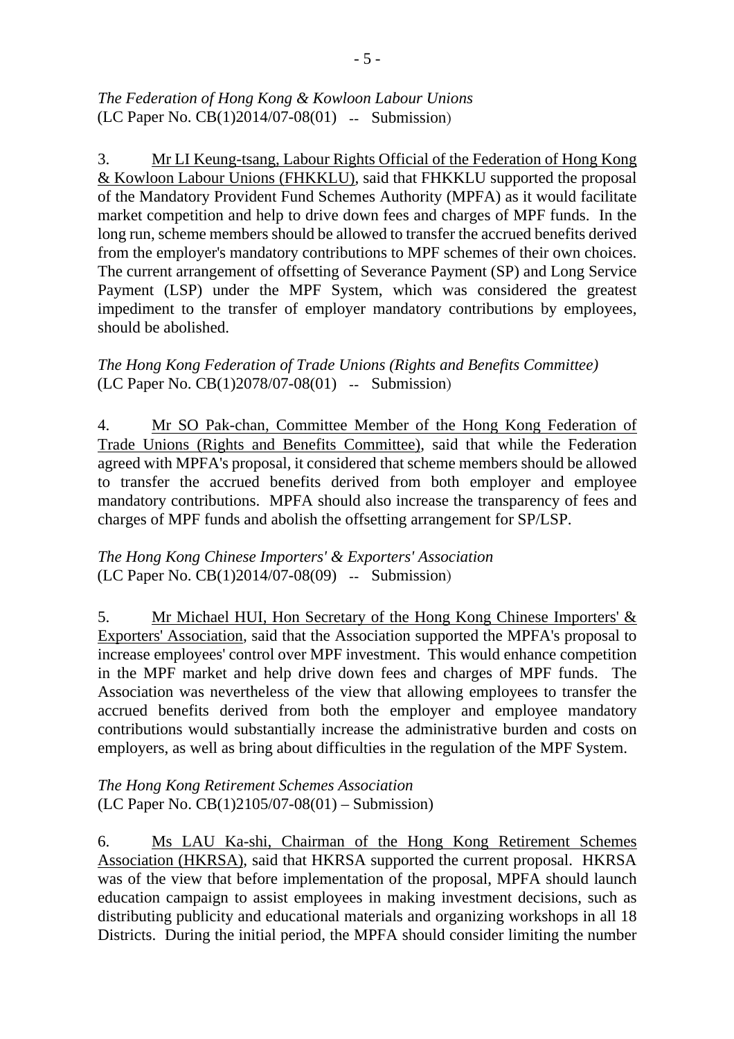*The Federation of Hong Kong & Kowloon Labour Unions*
(LC Paper No. CB(1)2014/07-08(01) -- Submission)

3. Mr LI Keung-tsang, Labour Rights Official of the Federation of Hong Kong & Kowloon Labour Unions (FHKKLU), said that FHKKLU supported the proposal of the Mandatory Provident Fund Schemes Authority (MPFA) as it would facilitate market competition and help to drive down fees and charges of MPF funds. In the long run, scheme members should be allowed to transfer the accrued benefits derived from the employer's mandatory contributions to MPF schemes of their own choices. The current arrangement of offsetting of Severance Payment (SP) and Long Service Payment (LSP) under the MPF System, which was considered the greatest impediment to the transfer of employer mandatory contributions by employees, should be abolished.

*The Hong Kong Federation of Trade Unions (Rights and Benefits Committee)*
(LC Paper No. CB(1)2078/07-08(01) -- Submission)

4. Mr SO Pak-chan, Committee Member of the Hong Kong Federation of Trade Unions (Rights and Benefits Committee), said that while the Federation agreed with MPFA's proposal, it considered that scheme members should be allowed to transfer the accrued benefits derived from both employer and employee mandatory contributions. MPFA should also increase the transparency of fees and charges of MPF funds and abolish the offsetting arrangement for SP/LSP.

*The Hong Kong Chinese Importers' & Exporters' Association*
(LC Paper No. CB(1)2014/07-08(09) -- Submission)

5. Mr Michael HUI, Hon Secretary of the Hong Kong Chinese Importers' & Exporters' Association, said that the Association supported the MPFA's proposal to increase employees' control over MPF investment. This would enhance competition in the MPF market and help drive down fees and charges of MPF funds. The Association was nevertheless of the view that allowing employees to transfer the accrued benefits derived from both the employer and employee mandatory contributions would substantially increase the administrative burden and costs on employers, as well as bring about difficulties in the regulation of the MPF System.

*The Hong Kong Retirement Schemes Association*
(LC Paper No. CB(1)2105/07-08(01) – Submission)

6. Ms LAU Ka-shi, Chairman of the Hong Kong Retirement Schemes Association (HKRSA), said that HKRSA supported the current proposal. HKRSA was of the view that before implementation of the proposal, MPFA should launch education campaign to assist employees in making investment decisions, such as distributing publicity and educational materials and organizing workshops in all 18 Districts. During the initial period, the MPFA should consider limiting the number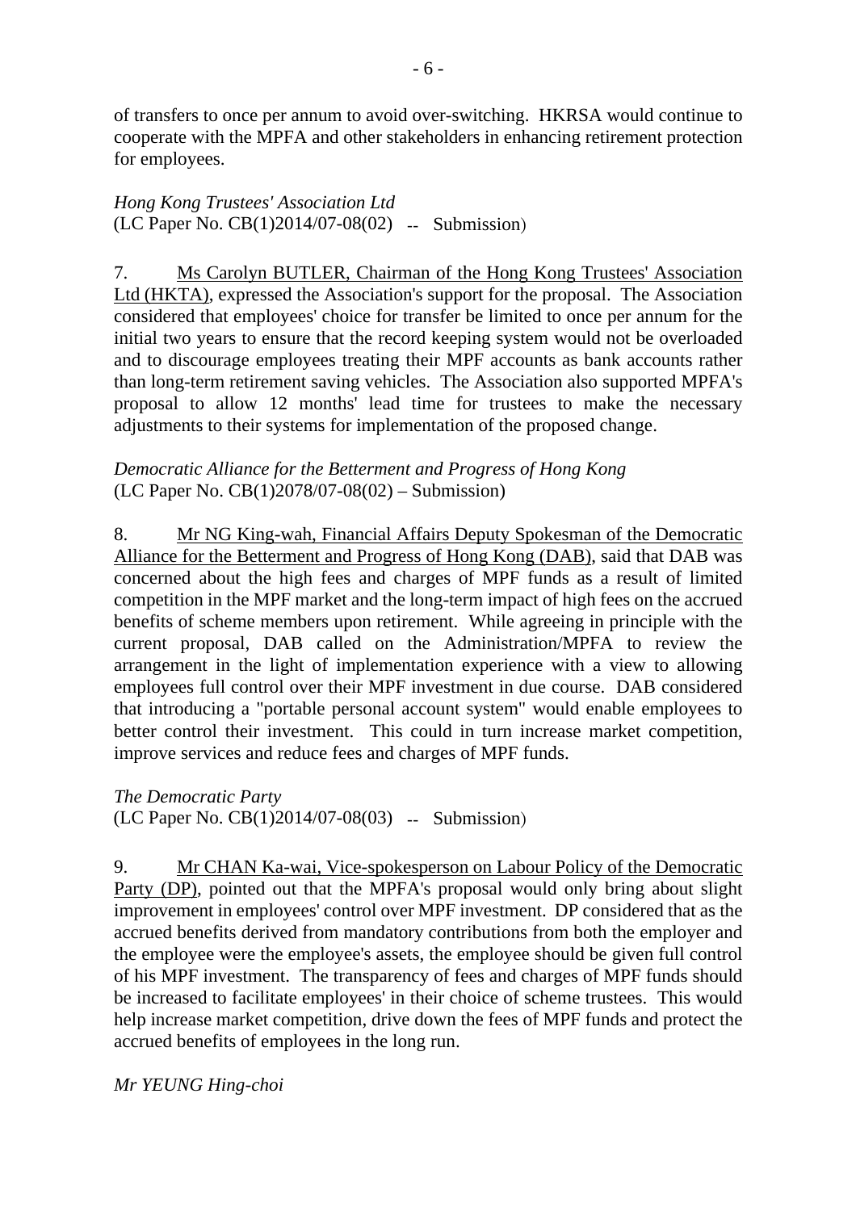of transfers to once per annum to avoid over-switching. HKRSA would continue to cooperate with the MPFA and other stakeholders in enhancing retirement protection for employees.

*Hong Kong Trustees' Association Ltd*
(LC Paper No. CB(1)2014/07-08(02) -- Submission)

7. Ms Carolyn BUTLER, Chairman of the Hong Kong Trustees' Association Ltd (HKTA), expressed the Association's support for the proposal. The Association considered that employees' choice for transfer be limited to once per annum for the initial two years to ensure that the record keeping system would not be overloaded and to discourage employees treating their MPF accounts as bank accounts rather than long-term retirement saving vehicles. The Association also supported MPFA's proposal to allow 12 months' lead time for trustees to make the necessary adjustments to their systems for implementation of the proposed change.

*Democratic Alliance for the Betterment and Progress of Hong Kong*
(LC Paper No. CB(1)2078/07-08(02) – Submission)

8. Mr NG King-wah, Financial Affairs Deputy Spokesman of the Democratic Alliance for the Betterment and Progress of Hong Kong (DAB), said that DAB was concerned about the high fees and charges of MPF funds as a result of limited competition in the MPF market and the long-term impact of high fees on the accrued benefits of scheme members upon retirement. While agreeing in principle with the current proposal, DAB called on the Administration/MPFA to review the arrangement in the light of implementation experience with a view to allowing employees full control over their MPF investment in due course. DAB considered that introducing a "portable personal account system" would enable employees to better control their investment. This could in turn increase market competition, improve services and reduce fees and charges of MPF funds.

*The Democratic Party*
(LC Paper No. CB(1)2014/07-08(03) -- Submission)

9. Mr CHAN Ka-wai, Vice-spokesperson on Labour Policy of the Democratic Party (DP), pointed out that the MPFA's proposal would only bring about slight improvement in employees' control over MPF investment. DP considered that as the accrued benefits derived from mandatory contributions from both the employer and the employee were the employee's assets, the employee should be given full control of his MPF investment. The transparency of fees and charges of MPF funds should be increased to facilitate employees' in their choice of scheme trustees. This would help increase market competition, drive down the fees of MPF funds and protect the accrued benefits of employees in the long run.

*Mr YEUNG Hing-choi*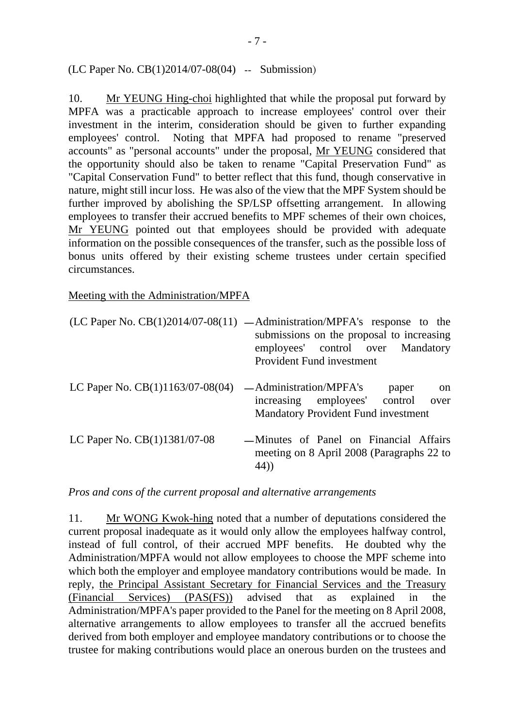(LC Paper No. CB(1)2014/07-08(04) -- Submission)

10. Mr YEUNG Hing-choi highlighted that while the proposal put forward by MPFA was a practicable approach to increase employees' control over their investment in the interim, consideration should be given to further expanding employees' control. Noting that MPFA had proposed to rename "preserved accounts" as "personal accounts" under the proposal, Mr YEUNG considered that the opportunity should also be taken to rename "Capital Preservation Fund" as "Capital Conservation Fund" to better reflect that this fund, though conservative in nature, might still incur loss. He was also of the view that the MPF System should be further improved by abolishing the SP/LSP offsetting arrangement. In allowing employees to transfer their accrued benefits to MPF schemes of their own choices, Mr YEUNG pointed out that employees should be provided with adequate information on the possible consequences of the transfer, such as the possible loss of bonus units offered by their existing scheme trustees under certain specified circumstances.

Meeting with the Administration/MPFA

(LC Paper No. CB(1)2014/07-08(11) — Administration/MPFA's response to the submissions on the proposal to increasing employees' control over Mandatory Provident Fund investment

LC Paper No. CB(1)1163/07-08(04) — Administration/MPFA's paper on increasing employees' control over Mandatory Provident Fund investment

LC Paper No. CB(1)1381/07-08 — Minutes of Panel on Financial Affairs meeting on 8 April 2008 (Paragraphs 22 to 44))

*Pros and cons of the current proposal and alternative arrangements*

11. Mr WONG Kwok-hing noted that a number of deputations considered the current proposal inadequate as it would only allow the employees halfway control, instead of full control, of their accrued MPF benefits. He doubted why the Administration/MPFA would not allow employees to choose the MPF scheme into which both the employer and employee mandatory contributions would be made. In reply, the Principal Assistant Secretary for Financial Services and the Treasury (Financial Services) (PAS(FS)) advised that as explained in the Administration/MPFA's paper provided to the Panel for the meeting on 8 April 2008, alternative arrangements to allow employees to transfer all the accrued benefits derived from both employer and employee mandatory contributions or to choose the trustee for making contributions would place an onerous burden on the trustees and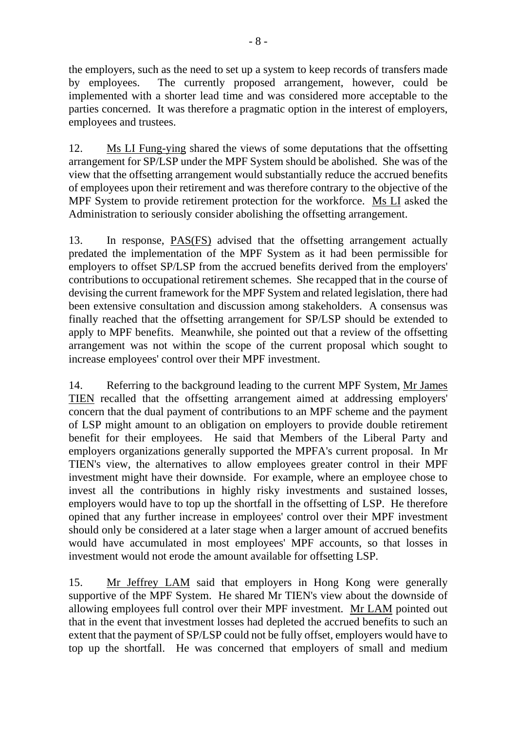the employers, such as the need to set up a system to keep records of transfers made by employees. The currently proposed arrangement, however, could be implemented with a shorter lead time and was considered more acceptable to the parties concerned. It was therefore a pragmatic option in the interest of employers, employees and trustees.

12. Ms LI Fung-ying shared the views of some deputations that the offsetting arrangement for SP/LSP under the MPF System should be abolished. She was of the view that the offsetting arrangement would substantially reduce the accrued benefits of employees upon their retirement and was therefore contrary to the objective of the MPF System to provide retirement protection for the workforce. Ms LI asked the Administration to seriously consider abolishing the offsetting arrangement.

13. In response, PAS(FS) advised that the offsetting arrangement actually predated the implementation of the MPF System as it had been permissible for employers to offset SP/LSP from the accrued benefits derived from the employers' contributions to occupational retirement schemes. She recapped that in the course of devising the current framework for the MPF System and related legislation, there had been extensive consultation and discussion among stakeholders. A consensus was finally reached that the offsetting arrangement for SP/LSP should be extended to apply to MPF benefits. Meanwhile, she pointed out that a review of the offsetting arrangement was not within the scope of the current proposal which sought to increase employees' control over their MPF investment.

14. Referring to the background leading to the current MPF System, Mr James TIEN recalled that the offsetting arrangement aimed at addressing employers' concern that the dual payment of contributions to an MPF scheme and the payment of LSP might amount to an obligation on employers to provide double retirement benefit for their employees. He said that Members of the Liberal Party and employers organizations generally supported the MPFA's current proposal. In Mr TIEN's view, the alternatives to allow employees greater control in their MPF investment might have their downside. For example, where an employee chose to invest all the contributions in highly risky investments and sustained losses, employers would have to top up the shortfall in the offsetting of LSP. He therefore opined that any further increase in employees' control over their MPF investment should only be considered at a later stage when a larger amount of accrued benefits would have accumulated in most employees' MPF accounts, so that losses in investment would not erode the amount available for offsetting LSP.

15. Mr Jeffrey LAM said that employers in Hong Kong were generally supportive of the MPF System. He shared Mr TIEN's view about the downside of allowing employees full control over their MPF investment. Mr LAM pointed out that in the event that investment losses had depleted the accrued benefits to such an extent that the payment of SP/LSP could not be fully offset, employers would have to top up the shortfall. He was concerned that employers of small and medium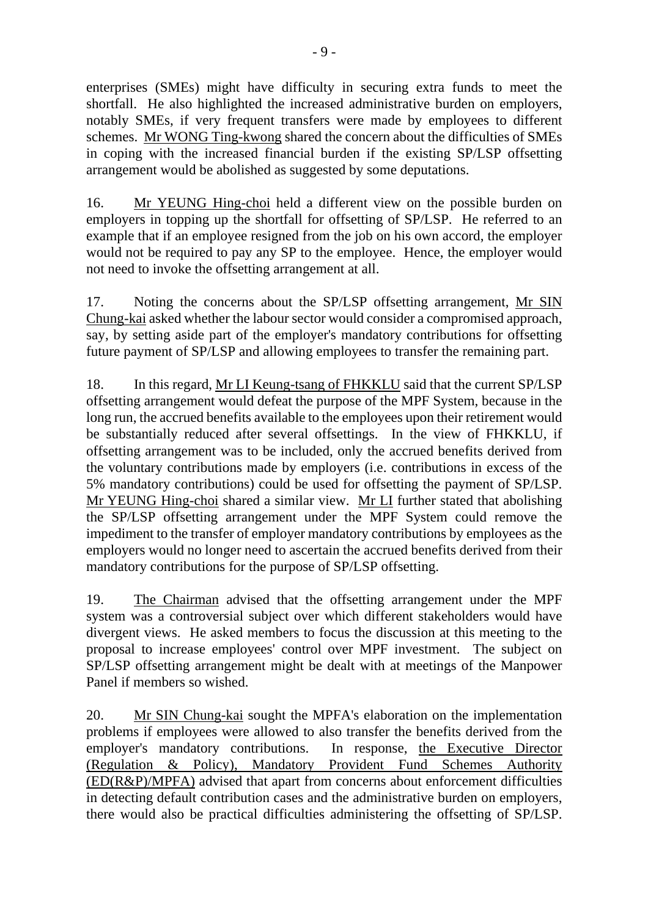enterprises (SMEs) might have difficulty in securing extra funds to meet the shortfall. He also highlighted the increased administrative burden on employers, notably SMEs, if very frequent transfers were made by employees to different schemes. Mr WONG Ting-kwong shared the concern about the difficulties of SMEs in coping with the increased financial burden if the existing SP/LSP offsetting arrangement would be abolished as suggested by some deputations.

16. Mr YEUNG Hing-choi held a different view on the possible burden on employers in topping up the shortfall for offsetting of SP/LSP. He referred to an example that if an employee resigned from the job on his own accord, the employer would not be required to pay any SP to the employee. Hence, the employer would not need to invoke the offsetting arrangement at all.

17. Noting the concerns about the SP/LSP offsetting arrangement, Mr SIN Chung-kai asked whether the labour sector would consider a compromised approach, say, by setting aside part of the employer's mandatory contributions for offsetting future payment of SP/LSP and allowing employees to transfer the remaining part.

18. In this regard, Mr LI Keung-tsang of FHKKLU said that the current SP/LSP offsetting arrangement would defeat the purpose of the MPF System, because in the long run, the accrued benefits available to the employees upon their retirement would be substantially reduced after several offsettings. In the view of FHKKLU, if offsetting arrangement was to be included, only the accrued benefits derived from the voluntary contributions made by employers (i.e. contributions in excess of the 5% mandatory contributions) could be used for offsetting the payment of SP/LSP. Mr YEUNG Hing-choi shared a similar view. Mr LI further stated that abolishing the SP/LSP offsetting arrangement under the MPF System could remove the impediment to the transfer of employer mandatory contributions by employees as the employers would no longer need to ascertain the accrued benefits derived from their mandatory contributions for the purpose of SP/LSP offsetting.

19. The Chairman advised that the offsetting arrangement under the MPF system was a controversial subject over which different stakeholders would have divergent views. He asked members to focus the discussion at this meeting to the proposal to increase employees' control over MPF investment. The subject on SP/LSP offsetting arrangement might be dealt with at meetings of the Manpower Panel if members so wished.

20. Mr SIN Chung-kai sought the MPFA's elaboration on the implementation problems if employees were allowed to also transfer the benefits derived from the employer's mandatory contributions. In response, the Executive Director (Regulation & Policy), Mandatory Provident Fund Schemes Authority (ED(R&P)/MPFA) advised that apart from concerns about enforcement difficulties in detecting default contribution cases and the administrative burden on employers, there would also be practical difficulties administering the offsetting of SP/LSP.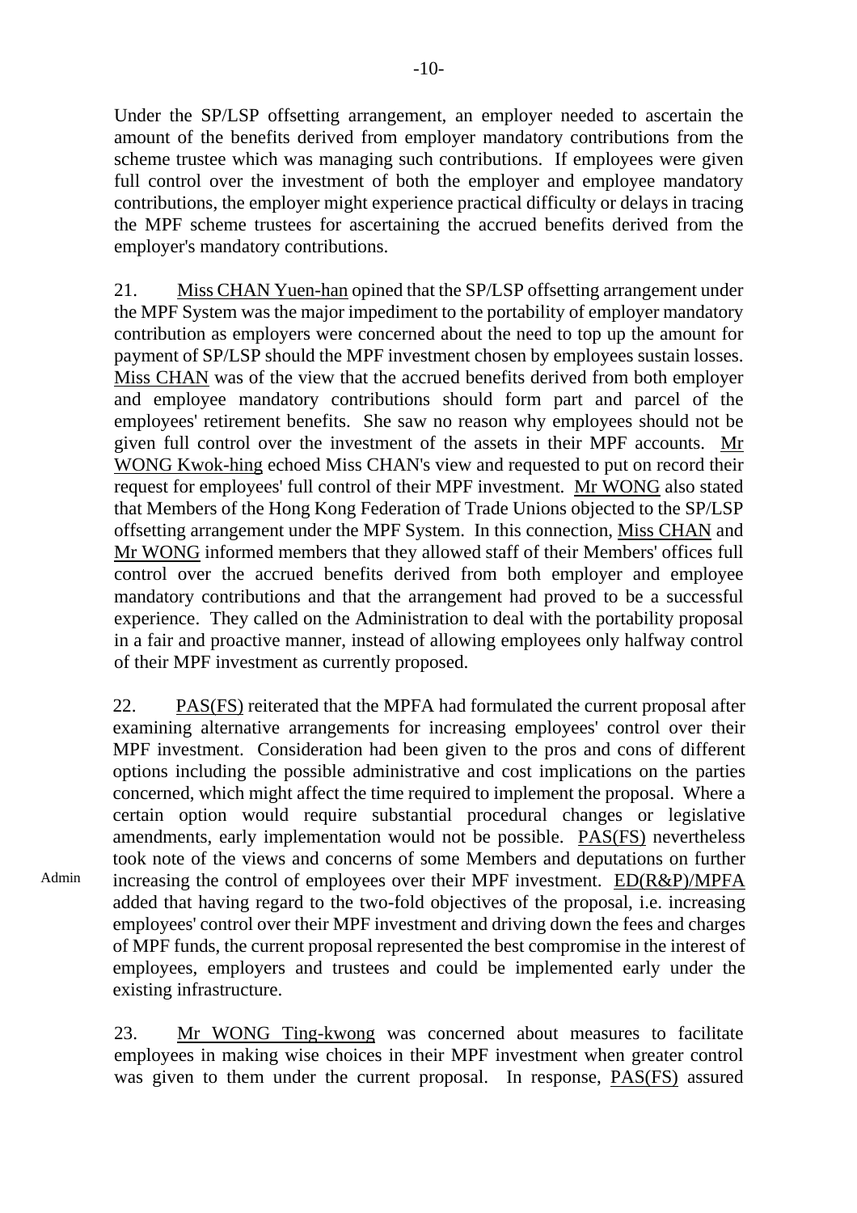Under the SP/LSP offsetting arrangement, an employer needed to ascertain the amount of the benefits derived from employer mandatory contributions from the scheme trustee which was managing such contributions. If employees were given full control over the investment of both the employer and employee mandatory contributions, the employer might experience practical difficulty or delays in tracing the MPF scheme trustees for ascertaining the accrued benefits derived from the employer's mandatory contributions.

21. Miss CHAN Yuen-han opined that the SP/LSP offsetting arrangement under the MPF System was the major impediment to the portability of employer mandatory contribution as employers were concerned about the need to top up the amount for payment of SP/LSP should the MPF investment chosen by employees sustain losses. Miss CHAN was of the view that the accrued benefits derived from both employer and employee mandatory contributions should form part and parcel of the employees' retirement benefits. She saw no reason why employees should not be given full control over the investment of the assets in their MPF accounts. Mr WONG Kwok-hing echoed Miss CHAN's view and requested to put on record their request for employees' full control of their MPF investment. Mr WONG also stated that Members of the Hong Kong Federation of Trade Unions objected to the SP/LSP offsetting arrangement under the MPF System. In this connection, Miss CHAN and Mr WONG informed members that they allowed staff of their Members' offices full control over the accrued benefits derived from both employer and employee mandatory contributions and that the arrangement had proved to be a successful experience. They called on the Administration to deal with the portability proposal in a fair and proactive manner, instead of allowing employees only halfway control of their MPF investment as currently proposed.

22. PAS(FS) reiterated that the MPFA had formulated the current proposal after examining alternative arrangements for increasing employees' control over their MPF investment. Consideration had been given to the pros and cons of different options including the possible administrative and cost implications on the parties concerned, which might affect the time required to implement the proposal. Where a certain option would require substantial procedural changes or legislative amendments, early implementation would not be possible. PAS(FS) nevertheless took note of the views and concerns of some Members and deputations on further increasing the control of employees over their MPF investment. ED(R&P)/MPFA added that having regard to the two-fold objectives of the proposal, i.e. increasing employees' control over their MPF investment and driving down the fees and charges of MPF funds, the current proposal represented the best compromise in the interest of employees, employers and trustees and could be implemented early under the existing infrastructure.

Admin

23. Mr WONG Ting-kwong was concerned about measures to facilitate employees in making wise choices in their MPF investment when greater control was given to them under the current proposal. In response, PAS(FS) assured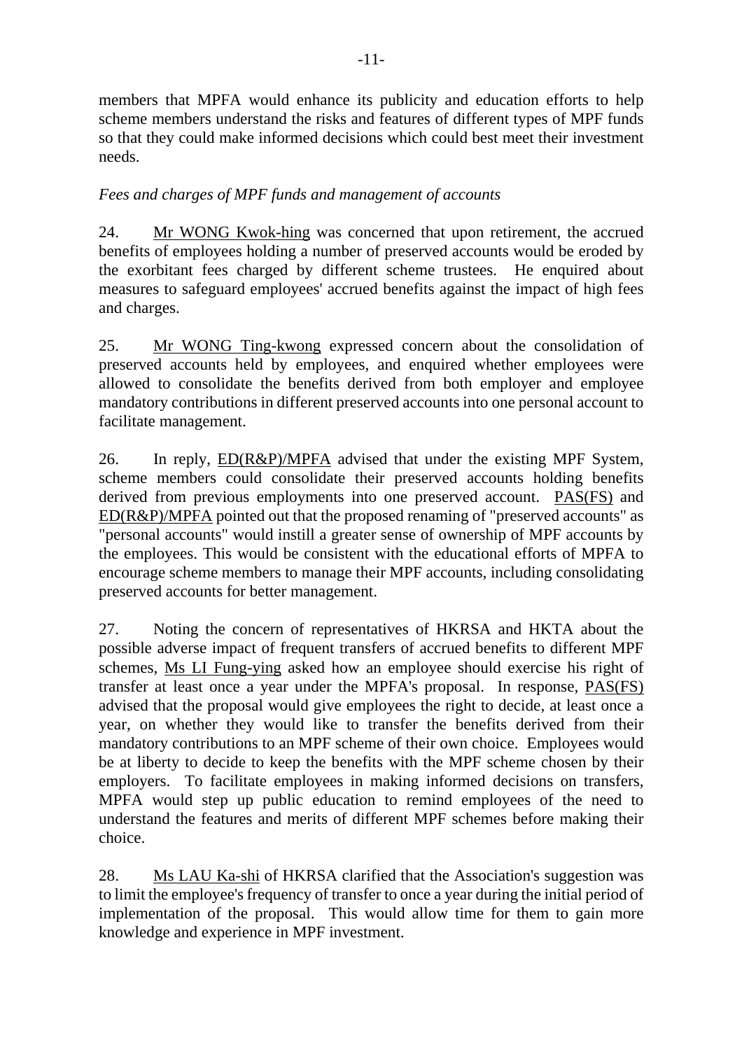members that MPFA would enhance its publicity and education efforts to help scheme members understand the risks and features of different types of MPF funds so that they could make informed decisions which could best meet their investment needs.

*Fees and charges of MPF funds and management of accounts*

24. Mr WONG Kwok-hing was concerned that upon retirement, the accrued benefits of employees holding a number of preserved accounts would be eroded by the exorbitant fees charged by different scheme trustees. He enquired about measures to safeguard employees' accrued benefits against the impact of high fees and charges.

25. Mr WONG Ting-kwong expressed concern about the consolidation of preserved accounts held by employees, and enquired whether employees were allowed to consolidate the benefits derived from both employer and employee mandatory contributions in different preserved accounts into one personal account to facilitate management.

26. In reply, ED(R&P)/MPFA advised that under the existing MPF System, scheme members could consolidate their preserved accounts holding benefits derived from previous employments into one preserved account. PAS(FS) and ED(R&P)/MPFA pointed out that the proposed renaming of "preserved accounts" as "personal accounts" would instill a greater sense of ownership of MPF accounts by the employees. This would be consistent with the educational efforts of MPFA to encourage scheme members to manage their MPF accounts, including consolidating preserved accounts for better management.

27. Noting the concern of representatives of HKRSA and HKTA about the possible adverse impact of frequent transfers of accrued benefits to different MPF schemes, Ms LI Fung-ying asked how an employee should exercise his right of transfer at least once a year under the MPFA's proposal. In response, PAS(FS) advised that the proposal would give employees the right to decide, at least once a year, on whether they would like to transfer the benefits derived from their mandatory contributions to an MPF scheme of their own choice. Employees would be at liberty to decide to keep the benefits with the MPF scheme chosen by their employers. To facilitate employees in making informed decisions on transfers, MPFA would step up public education to remind employees of the need to understand the features and merits of different MPF schemes before making their choice.

28. Ms LAU Ka-shi of HKRSA clarified that the Association's suggestion was to limit the employee's frequency of transfer to once a year during the initial period of implementation of the proposal. This would allow time for them to gain more knowledge and experience in MPF investment.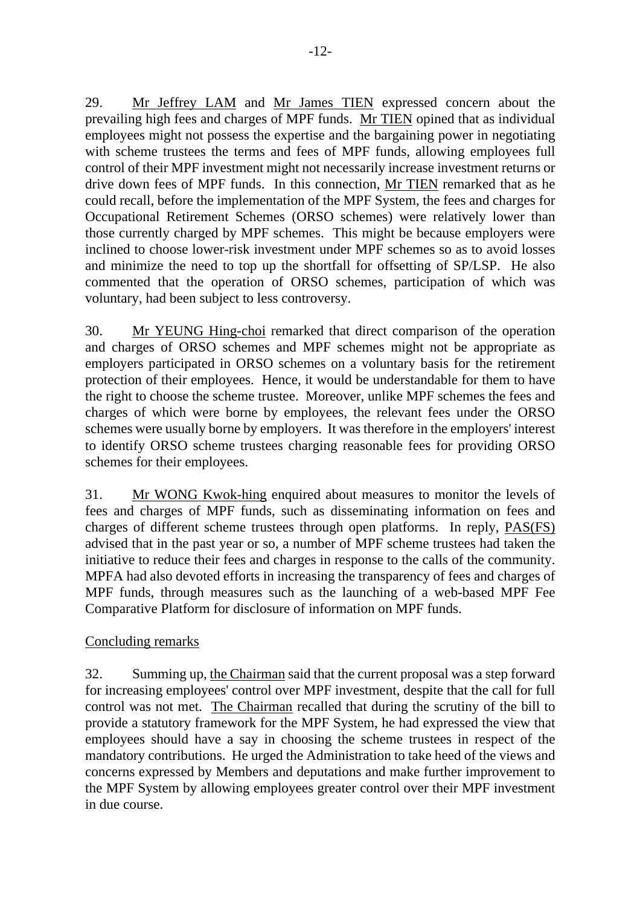29. Mr Jeffrey LAM and Mr James TIEN expressed concern about the prevailing high fees and charges of MPF funds. Mr TIEN opined that as individual employees might not possess the expertise and the bargaining power in negotiating with scheme trustees the terms and fees of MPF funds, allowing employees full control of their MPF investment might not necessarily increase investment returns or drive down fees of MPF funds. In this connection, Mr TIEN remarked that as he could recall, before the implementation of the MPF System, the fees and charges for Occupational Retirement Schemes (ORSO schemes) were relatively lower than those currently charged by MPF schemes. This might be because employers were inclined to choose lower-risk investment under MPF schemes so as to avoid losses and minimize the need to top up the shortfall for offsetting of SP/LSP. He also commented that the operation of ORSO schemes, participation of which was voluntary, had been subject to less controversy.

30. Mr YEUNG Hing-choi remarked that direct comparison of the operation and charges of ORSO schemes and MPF schemes might not be appropriate as employers participated in ORSO schemes on a voluntary basis for the retirement protection of their employees. Hence, it would be understandable for them to have the right to choose the scheme trustee. Moreover, unlike MPF schemes the fees and charges of which were borne by employees, the relevant fees under the ORSO schemes were usually borne by employers. It was therefore in the employers' interest to identify ORSO scheme trustees charging reasonable fees for providing ORSO schemes for their employees.

31. Mr WONG Kwok-hing enquired about measures to monitor the levels of fees and charges of MPF funds, such as disseminating information on fees and charges of different scheme trustees through open platforms. In reply, PAS(FS) advised that in the past year or so, a number of MPF scheme trustees had taken the initiative to reduce their fees and charges in response to the calls of the community. MPFA had also devoted efforts in increasing the transparency of fees and charges of MPF funds, through measures such as the launching of a web-based MPF Fee Comparative Platform for disclosure of information on MPF funds.

Concluding remarks

32. Summing up, the Chairman said that the current proposal was a step forward for increasing employees' control over MPF investment, despite that the call for full control was not met. The Chairman recalled that during the scrutiny of the bill to provide a statutory framework for the MPF System, he had expressed the view that employees should have a say in choosing the scheme trustees in respect of the mandatory contributions. He urged the Administration to take heed of the views and concerns expressed by Members and deputations and make further improvement to the MPF System by allowing employees greater control over their MPF investment in due course.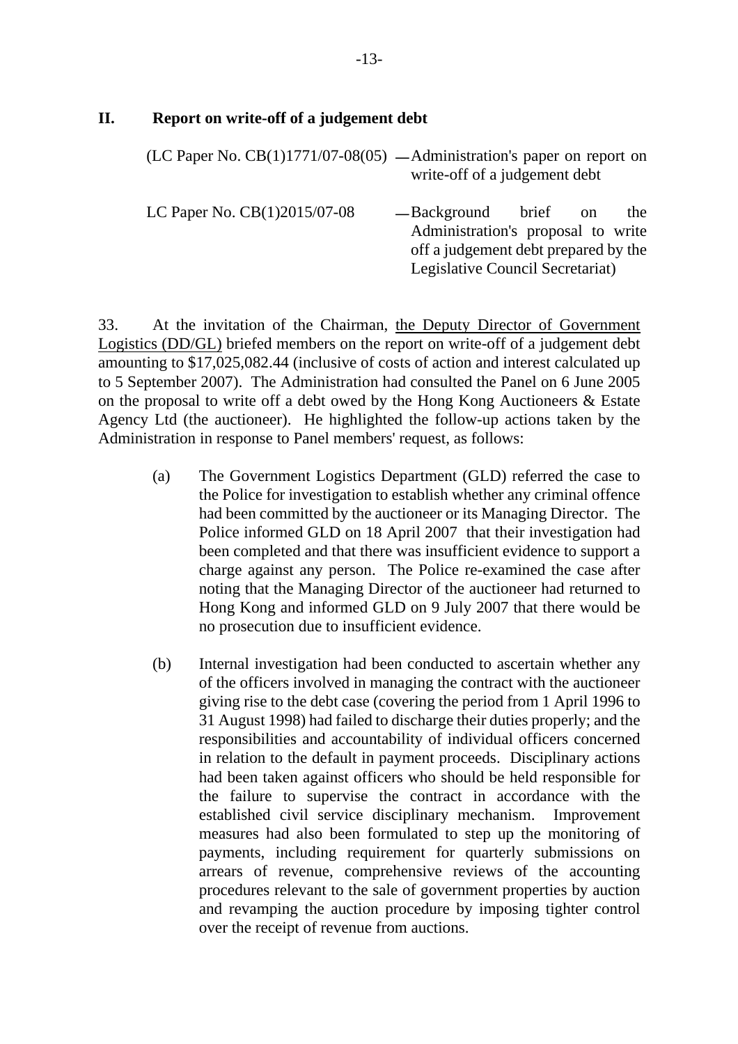## II. Report on write-off of a judgement debt

(LC Paper No. CB(1)1771/07-08(05) — Administration's paper on report on write-off of a judgement debt

LC Paper No. CB(1)2015/07-08 — Background brief on the Administration's proposal to write off a judgement debt prepared by the Legislative Council Secretariat)

33. At the invitation of the Chairman, the Deputy Director of Government Logistics (DD/GL) briefed members on the report on write-off of a judgement debt amounting to $17,025,082.44 (inclusive of costs of action and interest calculated up to 5 September 2007). The Administration had consulted the Panel on 6 June 2005 on the proposal to write off a debt owed by the Hong Kong Auctioneers & Estate Agency Ltd (the auctioneer). He highlighted the follow-up actions taken by the Administration in response to Panel members' request, as follows:

(a) The Government Logistics Department (GLD) referred the case to the Police for investigation to establish whether any criminal offence had been committed by the auctioneer or its Managing Director. The Police informed GLD on 18 April 2007 that their investigation had been completed and that there was insufficient evidence to support a charge against any person. The Police re-examined the case after noting that the Managing Director of the auctioneer had returned to Hong Kong and informed GLD on 9 July 2007 that there would be no prosecution due to insufficient evidence.

(b) Internal investigation had been conducted to ascertain whether any of the officers involved in managing the contract with the auctioneer giving rise to the debt case (covering the period from 1 April 1996 to 31 August 1998) had failed to discharge their duties properly; and the responsibilities and accountability of individual officers concerned in relation to the default in payment proceeds. Disciplinary actions had been taken against officers who should be held responsible for the failure to supervise the contract in accordance with the established civil service disciplinary mechanism. Improvement measures had also been formulated to step up the monitoring of payments, including requirement for quarterly submissions on arrears of revenue, comprehensive reviews of the accounting procedures relevant to the sale of government properties by auction and revamping the auction procedure by imposing tighter control over the receipt of revenue from auctions.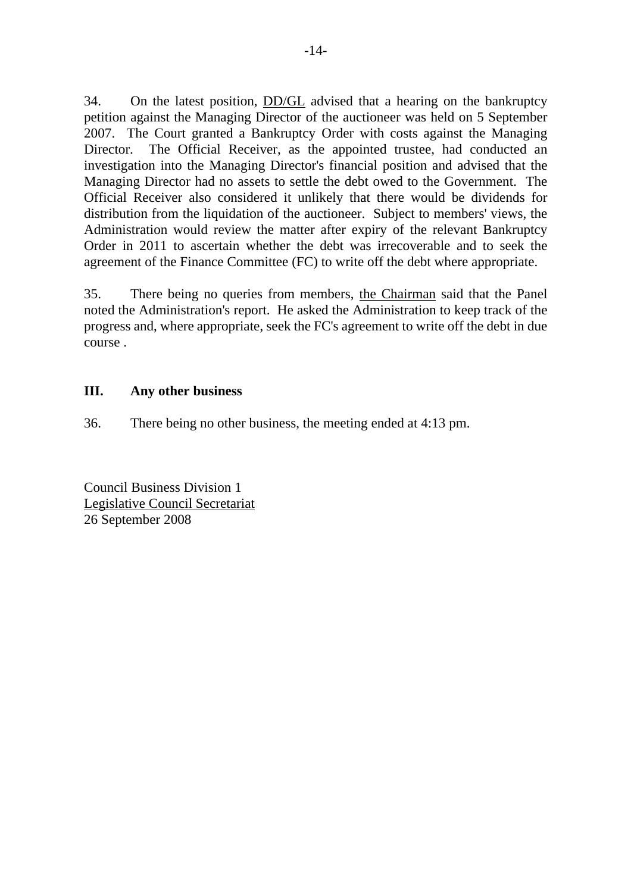34. On the latest position, DD/GL advised that a hearing on the bankruptcy petition against the Managing Director of the auctioneer was held on 5 September 2007. The Court granted a Bankruptcy Order with costs against the Managing Director. The Official Receiver, as the appointed trustee, had conducted an investigation into the Managing Director's financial position and advised that the Managing Director had no assets to settle the debt owed to the Government. The Official Receiver also considered it unlikely that there would be dividends for distribution from the liquidation of the auctioneer. Subject to members' views, the Administration would review the matter after expiry of the relevant Bankruptcy Order in 2011 to ascertain whether the debt was irrecoverable and to seek the agreement of the Finance Committee (FC) to write off the debt where appropriate.

35. There being no queries from members, the Chairman said that the Panel noted the Administration's report. He asked the Administration to keep track of the progress and, where appropriate, seek the FC's agreement to write off the debt in due course .

## III. Any other business

36. There being no other business, the meeting ended at 4:13 pm.

Council Business Division 1
Legislative Council Secretariat
26 September 2008